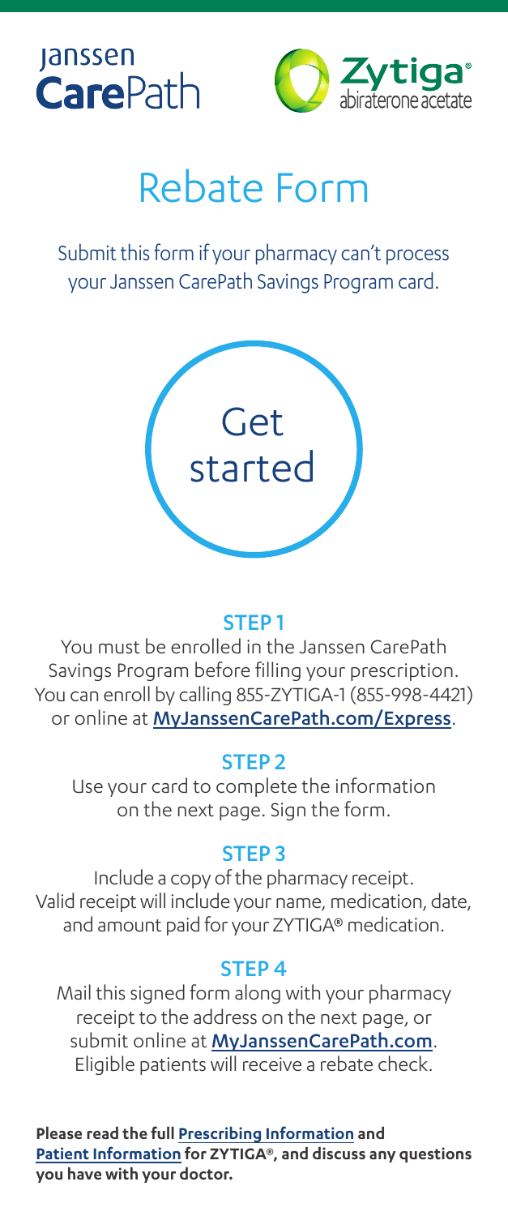Janssen CarePath

Zytiga® abiraterone acetate

# Rebate Form

Submit this form if your pharmacy can't process your Janssen CarePath Savings Program card.

Get started

## STEP 1

You must be enrolled in the Janssen CarePath Savings Program before filling your prescription. You can enroll by calling 855-ZYTIGA-1 (855-998-4421) or online at MyJanssenCarePath.com/Express.

## STEP 2

Use your card to complete the information on the next page. Sign the form.

## STEP 3

Include a copy of the pharmacy receipt. Valid receipt will include your name, medication, date, and amount paid for your ZYTIGA® medication.

## STEP 4

Mail this signed form along with your pharmacy receipt to the address on the next page, or submit online at MyJanssenCarePath.com. Eligible patients will receive a rebate check.

**Please read the full Prescribing Information and Patient Information for ZYTIGA®, and discuss any questions you have with your doctor.**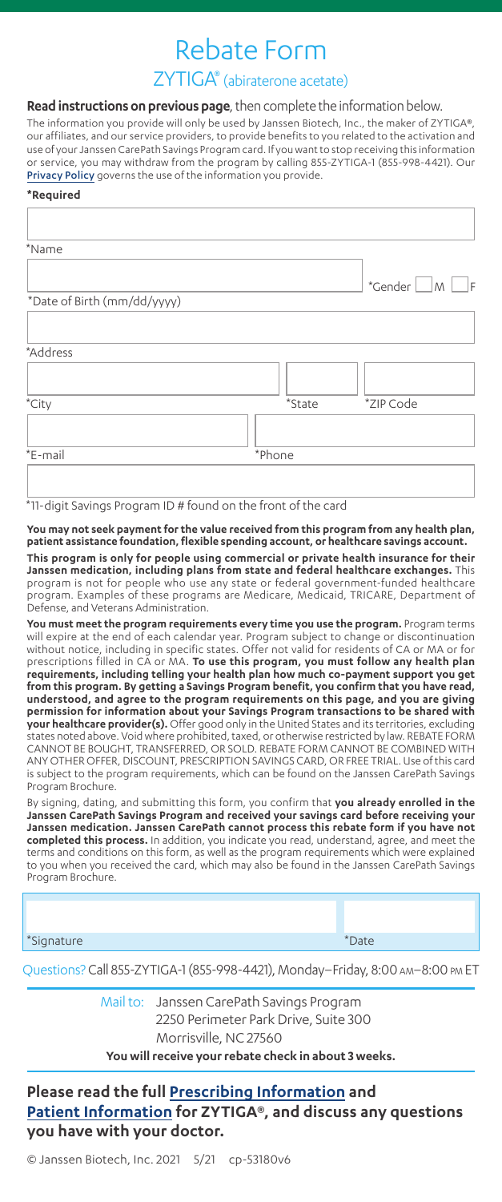# Rebate Form

## ZYTIGA® (abiraterone acetate)

**Read instructions on previous page**, then complete the information below.

The information you provide will only be used by Janssen Biotech, Inc., the maker of ZYTIGA®, our affiliates, and our service providers, to provide benefits to you related to the activation and use of your Janssen CarePath Savings Program card. If you want to stop receiving this information or service, you may withdraw from the program by calling 855-ZYTIGA-1 (855-998-4421). Our Privacy Policy governs the use of the information you provide.

**\*Required**

*Name

*Date of Birth (mm/dd/yyyy) *Gender M F

*Address

*City *State *ZIP Code

*E-mail *Phone

*11-digit Savings Program ID # found on the front of the card

**You may not seek payment for the value received from this program from any health plan, patient assistance foundation, flexible spending account, or healthcare savings account.**

**This program is only for people using commercial or private health insurance for their Janssen medication, including plans from state and federal healthcare exchanges.** This program is not for people who use any state or federal government-funded healthcare program. Examples of these programs are Medicare, Medicaid, TRICARE, Department of Defense, and Veterans Administration.

**You must meet the program requirements every time you use the program.** Program terms will expire at the end of each calendar year. Program subject to change or discontinuation without notice, including in specific states. Offer not valid for residents of CA or MA or for prescriptions filled in CA or MA. **To use this program, you must follow any health plan requirements, including telling your health plan how much co-payment support you get from this program. By getting a Savings Program benefit, you confirm that you have read, understood, and agree to the program requirements on this page, and you are giving permission for information about your Savings Program transactions to be shared with your healthcare provider(s).** Offer good only in the United States and its territories, excluding states noted above. Void where prohibited, taxed, or otherwise restricted by law. REBATE FORM CANNOT BE BOUGHT, TRANSFERRED, OR SOLD. REBATE FORM CANNOT BE COMBINED WITH ANY OTHER OFFER, DISCOUNT, PRESCRIPTION SAVINGS CARD, OR FREE TRIAL. Use of this card is subject to the program requirements, which can be found on the Janssen CarePath Savings Program Brochure.

By signing, dating, and submitting this form, you confirm that **you already enrolled in the Janssen CarePath Savings Program and received your savings card before receiving your Janssen medication. Janssen CarePath cannot process this rebate form if you have not completed this process.** In addition, you indicate you read, understand, agree, and meet the terms and conditions on this form, as well as the program requirements which were explained to you when you received the card, which may also be found in the Janssen CarePath Savings Program Brochure.

*Signature *Date

Questions? Call 855-ZYTIGA-1 (855-998-4421), Monday–Friday, 8:00 AM–8:00 PM ET

Mail to: Janssen CarePath Savings Program
2250 Perimeter Park Drive, Suite 300
Morrisville, NC 27560

**You will receive your rebate check in about 3 weeks.**

**Please read the full Prescribing Information and Patient Information for ZYTIGA®, and discuss any questions you have with your doctor.**

© Janssen Biotech, Inc. 2021 5/21 cp-53180v6